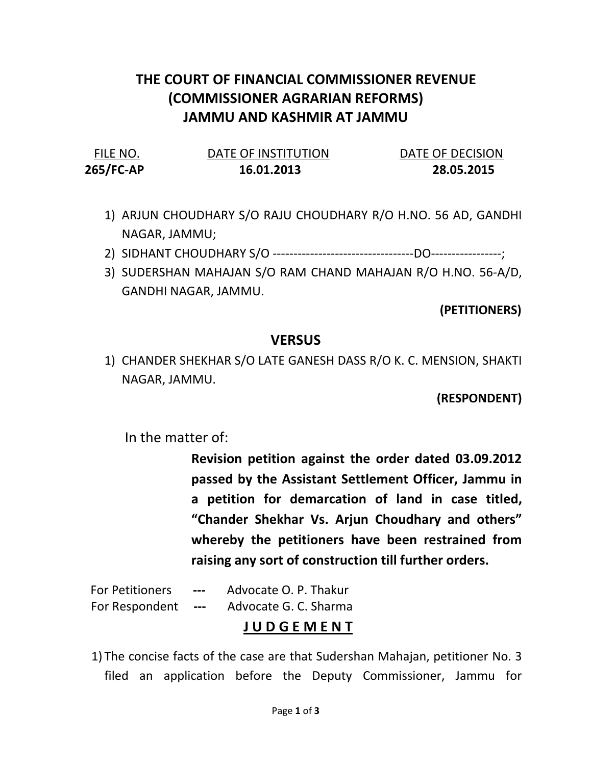# THE COURT OF FINANCIAL COMMISSIONER REVENUE (COMMISSIONER AGRARIAN REFORMS) JAMMU AND KASHMIR AT JAMMU

| FILE NO. | DATE OF INSTITUTION | DATE OF DECISION |
|---|---|---|
| **265/FC-AP** | **16.01.2013** | **28.05.2015** |

1) ARJUN CHOUDHARY S/O RAJU CHOUDHARY R/O H.NO. 56 AD, GANDHI NAGAR, JAMMU;
2) SIDHANT CHOUDHARY S/O ----------------------------------DO-----------------;
3) SUDERSHAN MAHAJAN S/O RAM CHAND MAHAJAN R/O H.NO. 56-A/D, GANDHI NAGAR, JAMMU.

**(PETITIONERS)**

## VERSUS

1) CHANDER SHEKHAR S/O LATE GANESH DASS R/O K. C. MENSION, SHAKTI NAGAR, JAMMU.

**(RESPONDENT)**

In the matter of:

**Revision petition against the order dated 03.09.2012 passed by the Assistant Settlement Officer, Jammu in a petition for demarcation of land in case titled, "Chander Shekhar Vs. Arjun Choudhary and others" whereby the petitioners have been restrained from raising any sort of construction till further orders.**

For Petitioners --- Advocate O. P. Thakur

For Respondent --- Advocate G. C. Sharma

## J U D G E M E N T

1) The concise facts of the case are that Sudershan Mahajan, petitioner No. 3 filed an application before the Deputy Commissioner, Jammu for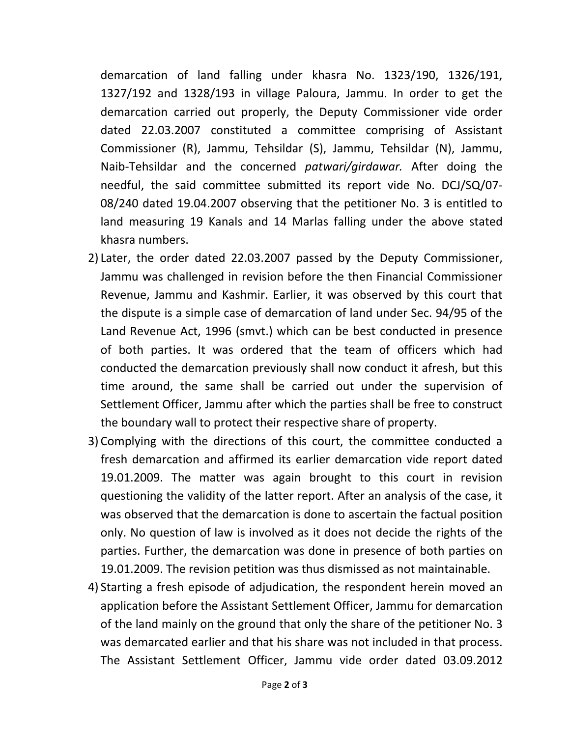demarcation of land falling under khasra No. 1323/190, 1326/191, 1327/192 and 1328/193 in village Paloura, Jammu. In order to get the demarcation carried out properly, the Deputy Commissioner vide order dated 22.03.2007 constituted a committee comprising of Assistant Commissioner (R), Jammu, Tehsildar (S), Jammu, Tehsildar (N), Jammu, Naib-Tehsildar and the concerned *patwari/girdawar.* After doing the needful, the said committee submitted its report vide No. DCJ/SQ/07-08/240 dated 19.04.2007 observing that the petitioner No. 3 is entitled to land measuring 19 Kanals and 14 Marlas falling under the above stated khasra numbers.

2) Later, the order dated 22.03.2007 passed by the Deputy Commissioner, Jammu was challenged in revision before the then Financial Commissioner Revenue, Jammu and Kashmir. Earlier, it was observed by this court that the dispute is a simple case of demarcation of land under Sec. 94/95 of the Land Revenue Act, 1996 (smvt.) which can be best conducted in presence of both parties. It was ordered that the team of officers which had conducted the demarcation previously shall now conduct it afresh, but this time around, the same shall be carried out under the supervision of Settlement Officer, Jammu after which the parties shall be free to construct the boundary wall to protect their respective share of property.

3) Complying with the directions of this court, the committee conducted a fresh demarcation and affirmed its earlier demarcation vide report dated 19.01.2009. The matter was again brought to this court in revision questioning the validity of the latter report. After an analysis of the case, it was observed that the demarcation is done to ascertain the factual position only. No question of law is involved as it does not decide the rights of the parties. Further, the demarcation was done in presence of both parties on 19.01.2009. The revision petition was thus dismissed as not maintainable.

4) Starting a fresh episode of adjudication, the respondent herein moved an application before the Assistant Settlement Officer, Jammu for demarcation of the land mainly on the ground that only the share of the petitioner No. 3 was demarcated earlier and that his share was not included in that process. The Assistant Settlement Officer, Jammu vide order dated 03.09.2012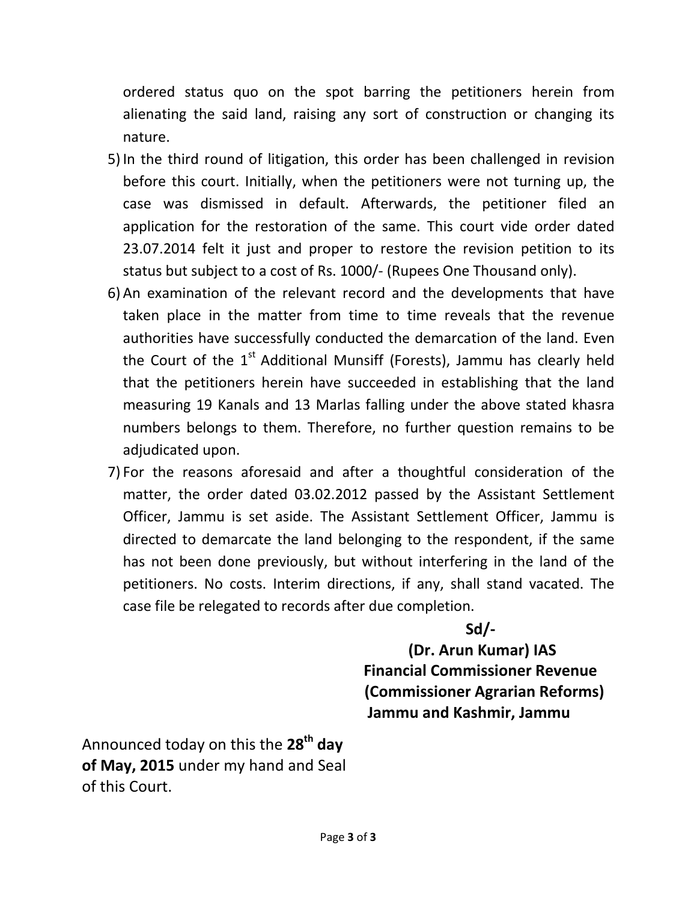ordered status quo on the spot barring the petitioners herein from alienating the said land, raising any sort of construction or changing its nature.

5) In the third round of litigation, this order has been challenged in revision before this court. Initially, when the petitioners were not turning up, the case was dismissed in default. Afterwards, the petitioner filed an application for the restoration of the same. This court vide order dated 23.07.2014 felt it just and proper to restore the revision petition to its status but subject to a cost of Rs. 1000/- (Rupees One Thousand only).

6) An examination of the relevant record and the developments that have taken place in the matter from time to time reveals that the revenue authorities have successfully conducted the demarcation of the land. Even the Court of the 1st Additional Munsiff (Forests), Jammu has clearly held that the petitioners herein have succeeded in establishing that the land measuring 19 Kanals and 13 Marlas falling under the above stated khasra numbers belongs to them. Therefore, no further question remains to be adjudicated upon.

7) For the reasons aforesaid and after a thoughtful consideration of the matter, the order dated 03.02.2012 passed by the Assistant Settlement Officer, Jammu is set aside. The Assistant Settlement Officer, Jammu is directed to demarcate the land belonging to the respondent, if the same has not been done previously, but without interfering in the land of the petitioners. No costs. Interim directions, if any, shall stand vacated. The case file be relegated to records after due completion.

**Sd/-**

**(Dr. Arun Kumar) IAS**
**Financial Commissioner Revenue**
**(Commissioner Agrarian Reforms)**
**Jammu and Kashmir, Jammu**

Announced today on this the **28th day of May, 2015** under my hand and Seal of this Court.